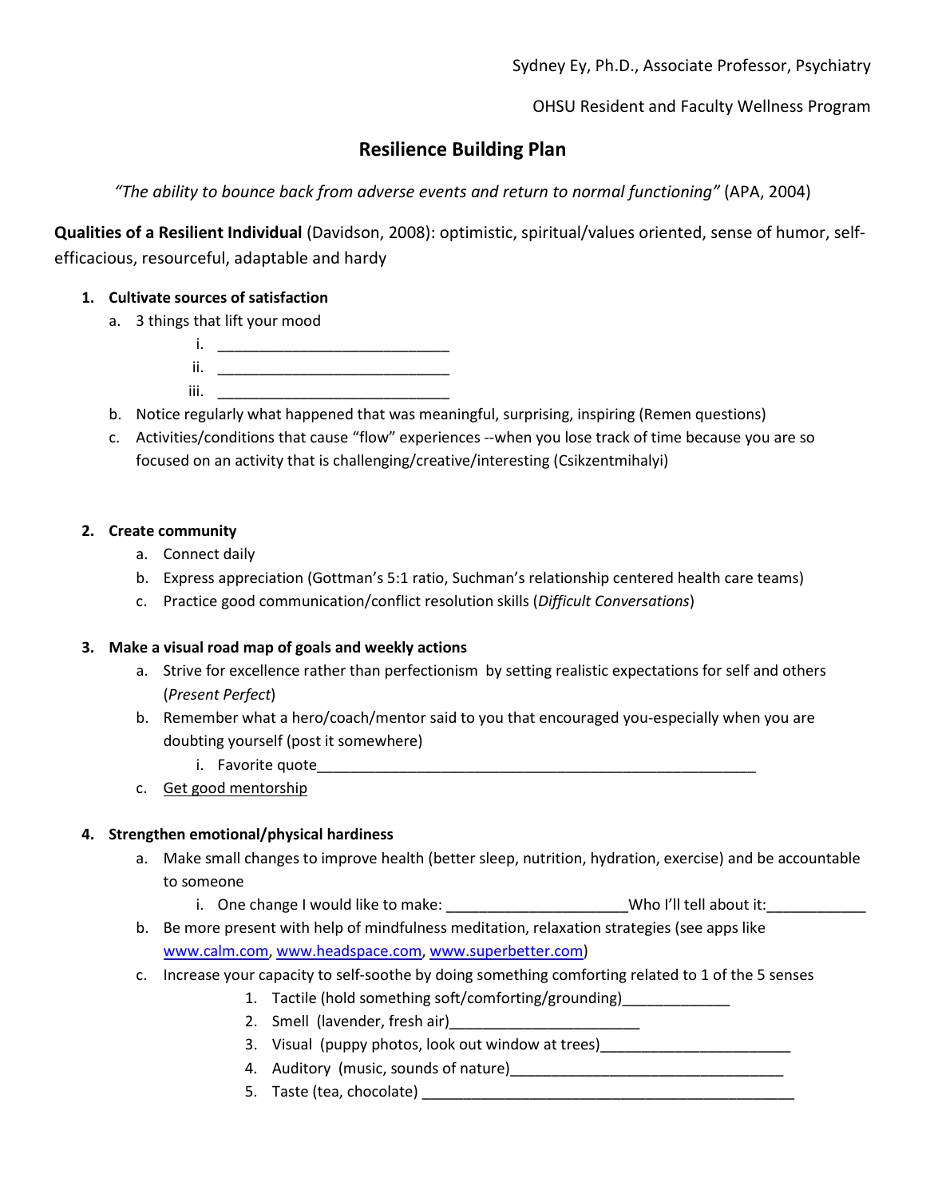Sydney Ey, Ph.D., Associate Professor, Psychiatry

OHSU Resident and Faculty Wellness Program

# Resilience Building Plan

*"The ability to bounce back from adverse events and return to normal functioning"* (APA, 2004)

**Qualities of a Resilient Individual** (Davidson, 2008): optimistic, spiritual/values oriented, sense of humor, self-efficacious, resourceful, adaptable and hardy

1. **Cultivate sources of satisfaction**
   a. 3 things that lift your mood
      i. ____________________________
      ii. ____________________________
      iii. ____________________________
   b. Notice regularly what happened that was meaningful, surprising, inspiring (Remen questions)
   c. Activities/conditions that cause "flow" experiences --when you lose track of time because you are so focused on an activity that is challenging/creative/interesting (Csikzentmihalyi)

2. **Create community**
   a. Connect daily
   b. Express appreciation (Gottman's 5:1 ratio, Suchman's relationship centered health care teams)
   c. Practice good communication/conflict resolution skills (*Difficult Conversations*)

3. **Make a visual road map of goals and weekly actions**
   a. Strive for excellence rather than perfectionism by setting realistic expectations for self and others (*Present Perfect*)
   b. Remember what a hero/coach/mentor said to you that encouraged you-especially when you are doubting yourself (post it somewhere)
      i. Favorite quote_____________________________________________________
   c. Get good mentorship

4. **Strengthen emotional/physical hardiness**
   a. Make small changes to improve health (better sleep, nutrition, hydration, exercise) and be accountable to someone
      i. One change I would like to make: _____________________Who I'll tell about it:____________
   b. Be more present with help of mindfulness meditation, relaxation strategies (see apps like www.calm.com, www.headspace.com, www.superbetter.com)
   c. Increase your capacity to self-soothe by doing something comforting related to 1 of the 5 senses
      1. Tactile (hold something soft/comforting/grounding)_____________
      2. Smell (lavender, fresh air)______________________
      3. Visual (puppy photos, look out window at trees)_______________________
      4. Auditory (music, sounds of nature)________________________________
      5. Taste (tea, chocolate) ____________________________________________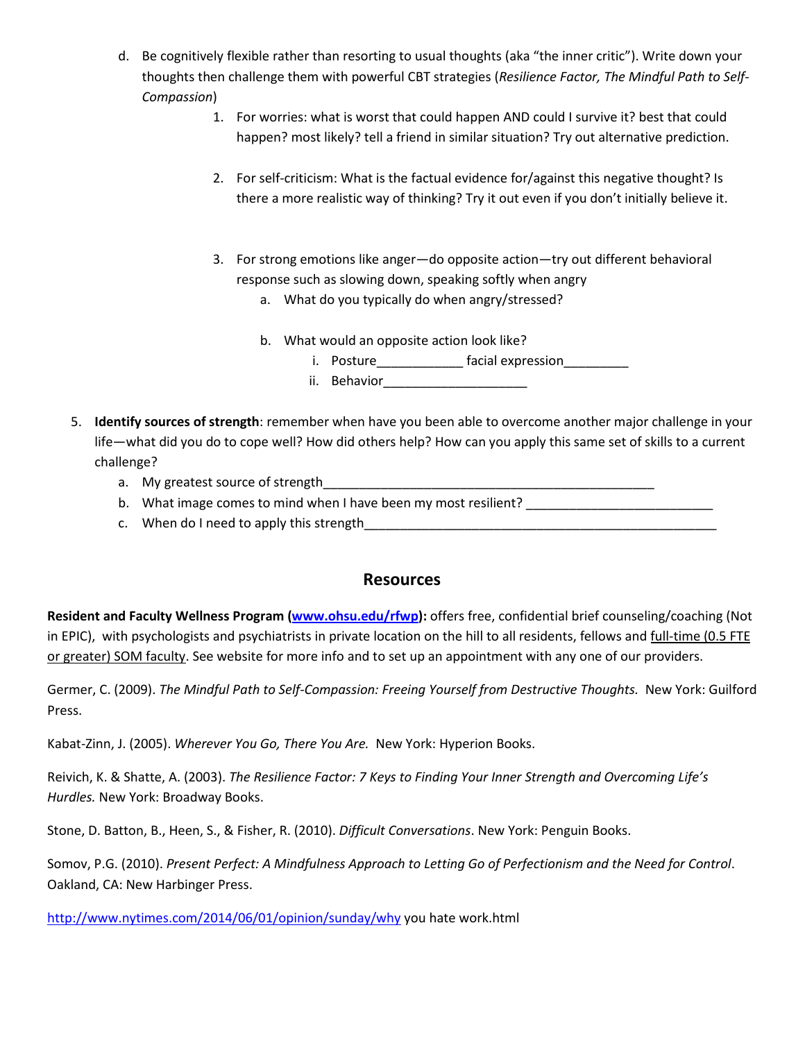d. Be cognitively flexible rather than resorting to usual thoughts (aka "the inner critic"). Write down your thoughts then challenge them with powerful CBT strategies (*Resilience Factor, The Mindful Path to Self-Compassion*)

   1. For worries: what is worst that could happen AND could I survive it? best that could happen? most likely? tell a friend in similar situation? Try out alternative prediction.

   2. For self-criticism: What is the factual evidence for/against this negative thought? Is there a more realistic way of thinking? Try it out even if you don't initially believe it.

   3. For strong emotions like anger—do opposite action—try out different behavioral response such as slowing down, speaking softly when angry
      a. What do you typically do when angry/stressed?

      b. What would an opposite action look like?
         i. Posture____________ facial expression_________
         ii. Behavior____________________

5. **Identify sources of strength**: remember when have you been able to overcome another major challenge in your life—what did you do to cope well? How did others help? How can you apply this same set of skills to a current challenge?
   a. My greatest source of strength________________________________________________
   b. What image comes to mind when I have been my most resilient? __________________________
   c. When do I need to apply this strength__________________________________________________

## Resources

**Resident and Faculty Wellness Program (www.ohsu.edu/rfwp):** offers free, confidential brief counseling/coaching (Not in EPIC), with psychologists and psychiatrists in private location on the hill to all residents, fellows and full-time (0.5 FTE or greater) SOM faculty. See website for more info and to set up an appointment with any one of our providers.

Germer, C. (2009). *The Mindful Path to Self-Compassion: Freeing Yourself from Destructive Thoughts.* New York: Guilford Press.

Kabat-Zinn, J. (2005). *Wherever You Go, There You Are.* New York: Hyperion Books.

Reivich, K. & Shatte, A. (2003). *The Resilience Factor: 7 Keys to Finding Your Inner Strength and Overcoming Life's Hurdles.* New York: Broadway Books.

Stone, D. Batton, B., Heen, S., & Fisher, R. (2010). *Difficult Conversations*. New York: Penguin Books.

Somov, P.G. (2010). *Present Perfect: A Mindfulness Approach to Letting Go of Perfectionism and the Need for Control*. Oakland, CA: New Harbinger Press.

http://www.nytimes.com/2014/06/01/opinion/sunday/why you hate work.html